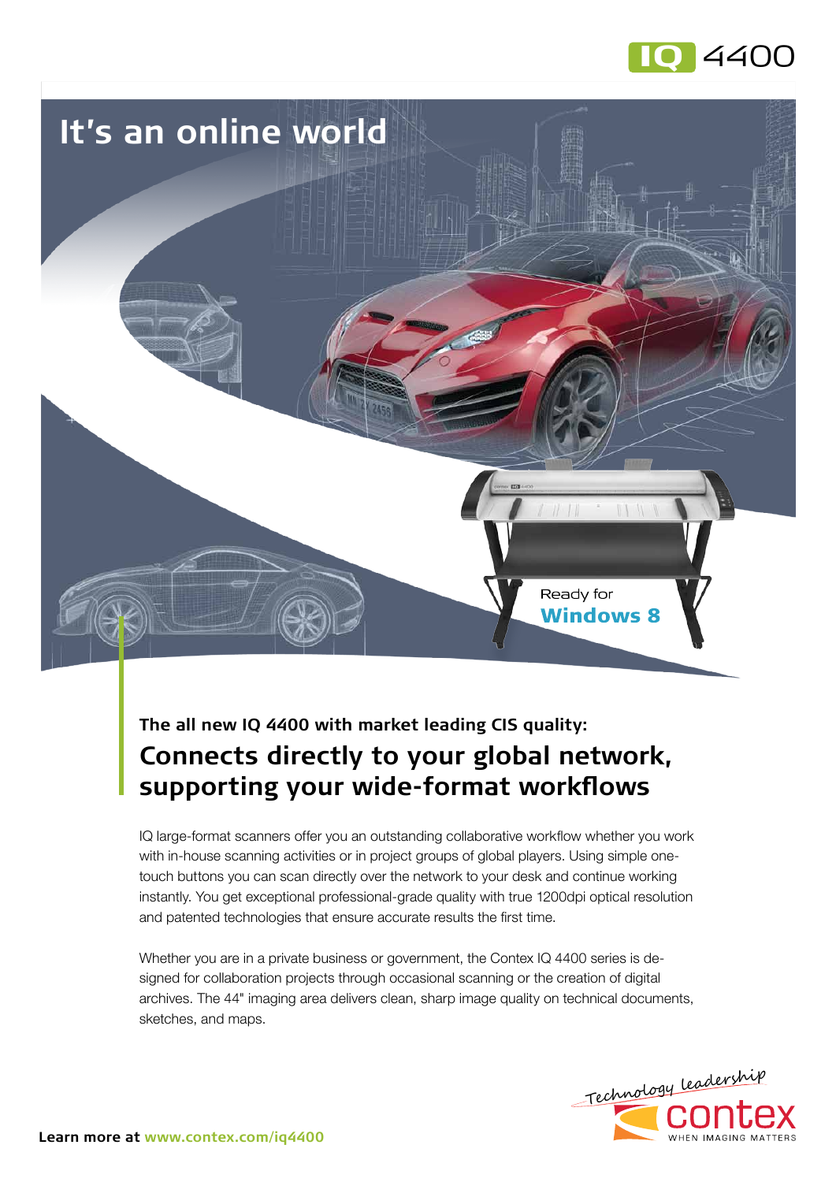IQ 4400

# It's an online world

Ready for **Windows 8**

### The all new IQ 4400 with market leading CIS quality:

## Connects directly to your global network, supporting your wide-format workflows

IQ large-format scanners offer you an outstanding collaborative workflow whether you work with in-house scanning activities or in project groups of global players. Using simple one-touch buttons you can scan directly over the network to your desk and continue working instantly. You get exceptional professional-grade quality with true 1200dpi optical resolution and patented technologies that ensure accurate results the first time.

Whether you are in a private business or government, the Contex IQ 4400 series is designed for collaboration projects through occasional scanning or the creation of digital archives. The 44" imaging area delivers clean, sharp image quality on technical documents, sketches, and maps.

**Learn more at www.contex.com/iq4400**

Technology leadership
contex
WHEN IMAGING MATTERS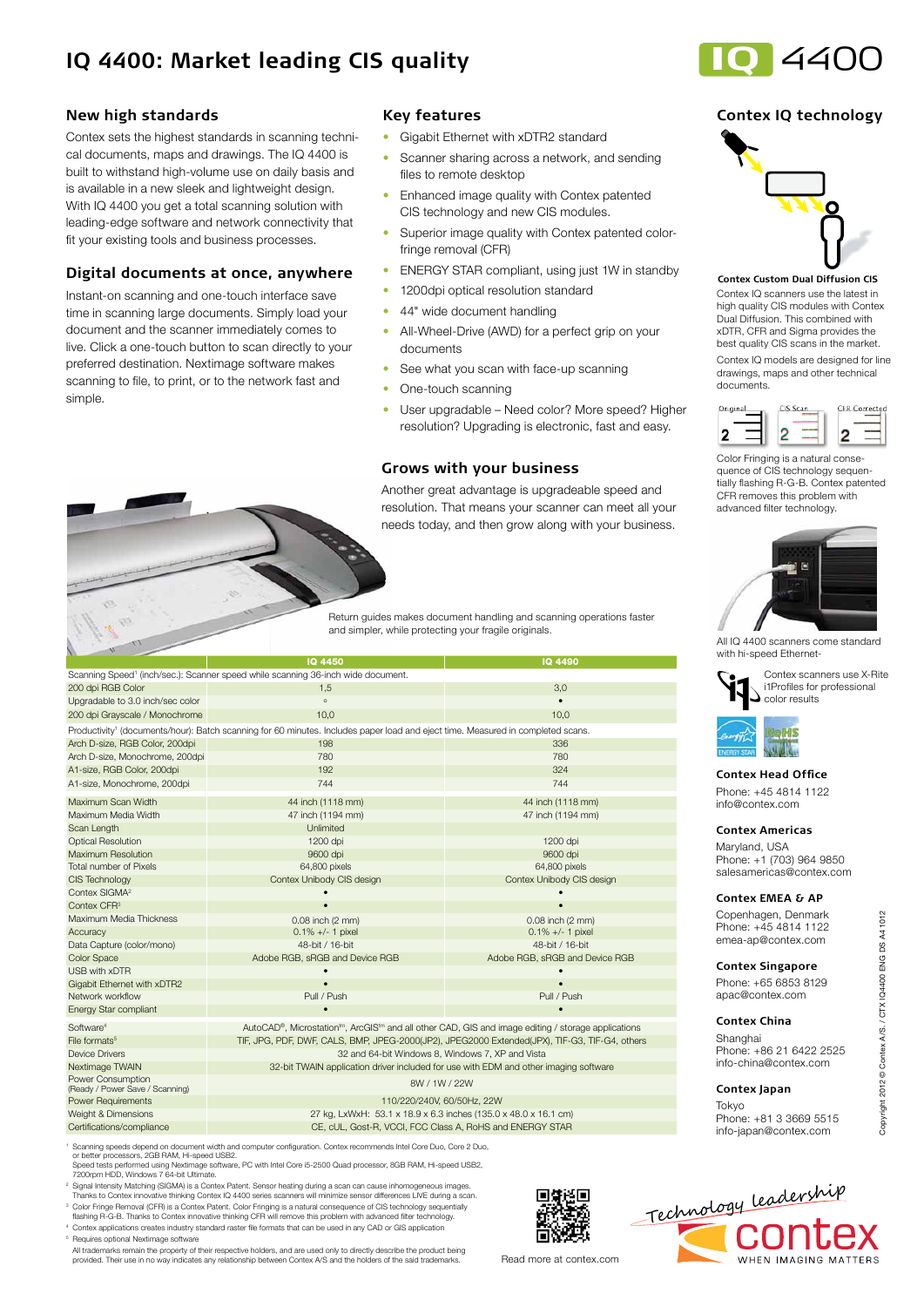# IQ 4400: Market leading CIS quality

IQ 4400

## New high standards

Contex sets the highest standards in scanning technical documents, maps and drawings. The IQ 4400 is built to withstand high-volume use on daily basis and is available in a new sleek and lightweight design. With IQ 4400 you get a total scanning solution with leading-edge software and network connectivity that fit your existing tools and business processes.

## Digital documents at once, anywhere

Instant-on scanning and one-touch interface save time in scanning large documents. Simply load your document and the scanner immediately comes to live. Click a one-touch button to scan directly to your preferred destination. Nextimage software makes scanning to file, to print, or to the network fast and simple.

## Key features

- Gigabit Ethernet with xDTR2 standard
- Scanner sharing across a network, and sending files to remote desktop
- Enhanced image quality with Contex patented CIS technology and new CIS modules.
- Superior image quality with Contex patented color-fringe removal (CFR)
- ENERGY STAR compliant, using just 1W in standby
- 1200dpi optical resolution standard
- 44" wide document handling
- All-Wheel-Drive (AWD) for a perfect grip on your documents
- See what you scan with face-up scanning
- One-touch scanning
- User upgradable – Need color? More speed? Higher resolution? Upgrading is electronic, fast and easy.

## Grows with your business

Another great advantage is upgradeable speed and resolution. That means your scanner can meet all your needs today, and then grow along with your business.

Return guides makes document handling and scanning operations faster and simpler, while protecting your fragile originals.

| | IQ 4450 | IQ 4490 |
|---|---|---|
| Scanning Speed[1] (inch/sec.): Scanner speed while scanning 36-inch wide document. | | |
| 200 dpi RGB Color | 1,5 | 3,0 |
| Upgradable to 3.0 inch/sec color | ◦ | • |
| 200 dpi Grayscale / Monochrome | 10,0 | 10,0 |
| Productivity[1] (documents/hour): Batch scanning for 60 minutes. Includes paper load and eject time. Measured in completed scans. | | |
| Arch D-size, RGB Color, 200dpi | 198 | 336 |
| Arch D-size, Monochrome, 200dpi | 780 | 780 |
| A1-size, RGB Color, 200dpi | 192 | 324 |
| A1-size, Monochrome, 200dpi | 744 | 744 |
| Maximum Scan Width | 44 inch (1118 mm) | 44 inch (1118 mm) |
| Maximum Media Width | 47 inch (1194 mm) | 47 inch (1194 mm) |
| Scan Length | Unlimited | |
| Optical Resolution | 1200 dpi | 1200 dpi |
| Maximum Resolution | 9600 dpi | 9600 dpi |
| Total number of Pixels | 64,800 pixels | 64,800 pixels |
| CIS Technology | Contex Unibody CIS design | Contex Unibody CIS design |
| Contex SIGMA[2] | • | • |
| Contex CFR[3] | • | • |
| Maximum Media Thickness | 0.08 inch (2 mm) | 0.08 inch (2 mm) |
| Accuracy | 0.1% +/- 1 pixel | 0.1% +/- 1 pixel |
| Data Capture (color/mono) | 48-bit / 16-bit | 48-bit / 16-bit |
| Color Space | Adobe RGB, sRGB and Device RGB | Adobe RGB, sRGB and Device RGB |
| USB with xDTR | • | • |
| Gigabit Ethernet with xDTR2 | • | • |
| Network workflow | Pull / Push | Pull / Push |
| Energy Star compliant | • | • |
| Software[4] | AutoCAD®, Microstation™, ArcGIS™ and all other CAD, GIS and image editing / storage applications | |
| File formats[5] | TIF, JPG, PDF, DWF, CALS, BMP, JPEG-2000(JP2), JPEG2000 Extended(JPX), TIF-G3, TIF-G4, others | |
| Device Drivers | 32 and 64-bit Windows 8, Windows 7, XP and Vista | |
| Nextimage TWAIN | 32-bit TWAIN application driver included for use with EDM and other imaging software | |
| Power Consumption (Ready / Power Save / Scanning) | 8W / 1W / 22W | |
| Power Requirements | 110/220/240V, 60/50Hz, 22W | |
| Weight & Dimensions | 27 kg, LxWxH: 53.1 x 18.9 x 6.3 inches (135.0 x 48.0 x 16.1 cm) | |
| Certifications/compliance | CE, cUL, Gost-R, VCCI, FCC Class A, RoHS and ENERGY STAR | |

[1] Scanning speeds depend on document width and computer configuration. Contex recommends Intel Core Duo, Core 2 Duo, or better processors, 2GB RAM, Hi-speed USB2.
Speed tests performed using Nextimage software, PC with Intel Core i5-2500 Quad processor, 8GB RAM, Hi-speed USB2, 7200rpm HDD, Windows 7 64-bit Ultimate.
[2] Signal Intensity Matching (SIGMA) is a Contex Patent. Sensor heating during a scan can cause inhomogeneous images. Thanks to Contex innovative thinking Contex IQ 4400 series scanners will minimize sensor differences LIVE during a scan.
[3] Color Fringe Removal (CFR) is a Contex Patent. Color Fringing is a natural consequence of CIS technology sequentially flashing R-G-B. Thanks to Contex innovative thinking CFR will remove this problem with advanced filter technology.
[4] Contex applications creates industry standard raster file formats that can be used in any CAD or GIS application
[5] Requires optional Nextimage software
All trademarks remain the property of their respective holders, and are used only to directly describe the product being provided. Their use in no way indicates any relationship between Contex A/S and the holders of the said trademarks.

Read more at contex.com

## Contex IQ technology

**Contex Custom Dual Diffusion CIS**

Contex IQ scanners use the latest in high quality CIS modules with Contex Dual Diffusion. This combined with xDTR, CFR and Sigma provides the best quality CIS scans in the market.

Contex IQ models are designed for line drawings, maps and other technical documents.

Original | CIS Scan | CFR Corrected

Color Fringing is a natural consequence of CIS technology sequentially flashing R-G-B. Contex patented CFR removes this problem with advanced filter technology.

All IQ 4400 scanners come standard with hi-speed Ethernet-

Contex scanners use X-Rite i1Profiles for professional color results

### Contex Head Office
Phone: +45 4814 1122
info@contex.com

### Contex Americas
Maryland, USA
Phone: +1 (703) 964 9850
salesamericas@contex.com

### Contex EMEA & AP
Copenhagen, Denmark
Phone: +45 4814 1122
emea-ap@contex.com

### Contex Singapore
Phone: +65 6853 8129
apac@contex.com

### Contex China
Shanghai
Phone: +86 21 6422 2525
info-china@contex.com

### Contex Japan
Tokyo
Phone: +81 3 3669 5515
info-japan@contex.com

Copyright 2012 © Contex A/S. / CTX IQ4400 ENG DS A4 1012

Technology leadership

contex WHEN IMAGING MATTERS